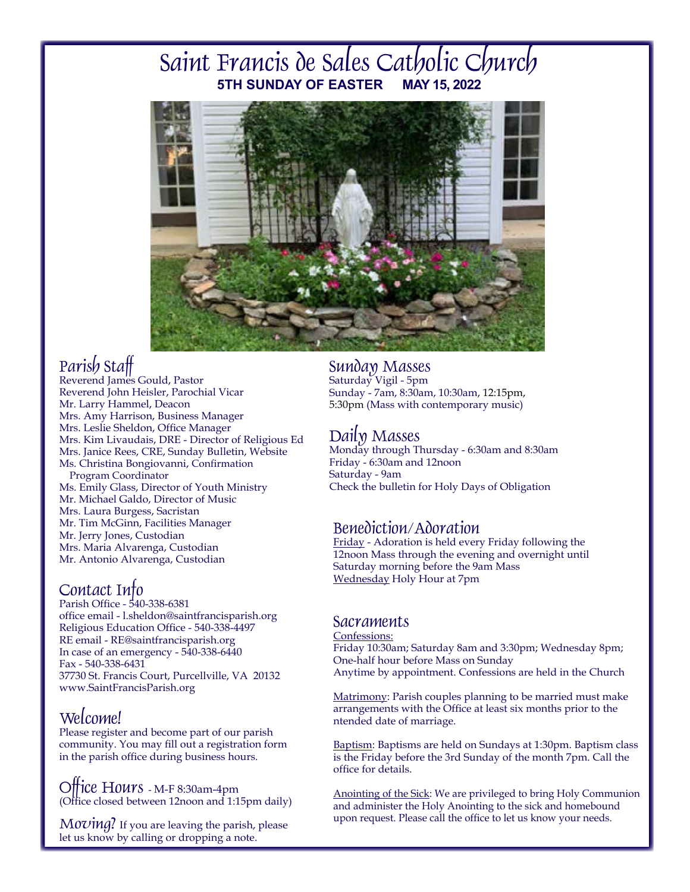# Saint Francis de Sales Catholic Church

**5TH SUNDAY OF EASTER MAY 15, 2022**

## Parish Staff

Reverend James Gould, Pastor
Reverend John Heisler, Parochial Vicar
Mr. Larry Hammel, Deacon
Mrs. Amy Harrison, Business Manager
Mrs. Leslie Sheldon, Office Manager
Mrs. Kim Livaudais, DRE - Director of Religious Ed
Mrs. Janice Rees, CRE, Sunday Bulletin, Website
Ms. Christina Bongiovanni, Confirmation Program Coordinator
Ms. Emily Glass, Director of Youth Ministry
Mr. Michael Galdo, Director of Music
Mrs. Laura Burgess, Sacristan
Mr. Tim McGinn, Facilities Manager
Mr. Jerry Jones, Custodian
Mrs. Maria Alvarenga, Custodian
Mr. Antonio Alvarenga, Custodian

## Contact Info

Parish Office - 540-338-6381
office email - l.sheldon@saintfrancisparish.org
Religious Education Office - 540-338-4497
RE email - RE@saintfrancisparish.org
In case of an emergency - 540-338-6440
Fax - 540-338-6431
37730 St. Francis Court, Purcellville, VA 20132
www.SaintFrancisParish.org

## Welcome!

Please register and become part of our parish community. You may fill out a registration form in the parish office during business hours.

## Office Hours - M-F 8:30am-4pm

(Office closed between 12noon and 1:15pm daily)

**Moving?** If you are leaving the parish, please let us know by calling or dropping a note.

## Sunday Masses

Saturday Vigil - 5pm
Sunday - 7am, 8:30am, 10:30am, 12:15pm, 5:30pm (Mass with contemporary music)

## Daily Masses

Monday through Thursday - 6:30am and 8:30am
Friday - 6:30am and 12noon
Saturday - 9am
Check the bulletin for Holy Days of Obligation

## Benediction/Adoration

Friday - Adoration is held every Friday following the 12noon Mass through the evening and overnight until Saturday morning before the 9am Mass
Wednesday Holy Hour at 7pm

## Sacraments

Confessions:
Friday 10:30am; Saturday 8am and 3:30pm; Wednesday 8pm; One-half hour before Mass on Sunday
Anytime by appointment. Confessions are held in the Church

Matrimony: Parish couples planning to be married must make arrangements with the Office at least six months prior to the ntended date of marriage.

Baptism: Baptisms are held on Sundays at 1:30pm. Baptism class is the Friday before the 3rd Sunday of the month 7pm. Call the office for details.

Anointing of the Sick: We are privileged to bring Holy Communion and administer the Holy Anointing to the sick and homebound upon request. Please call the office to let us know your needs.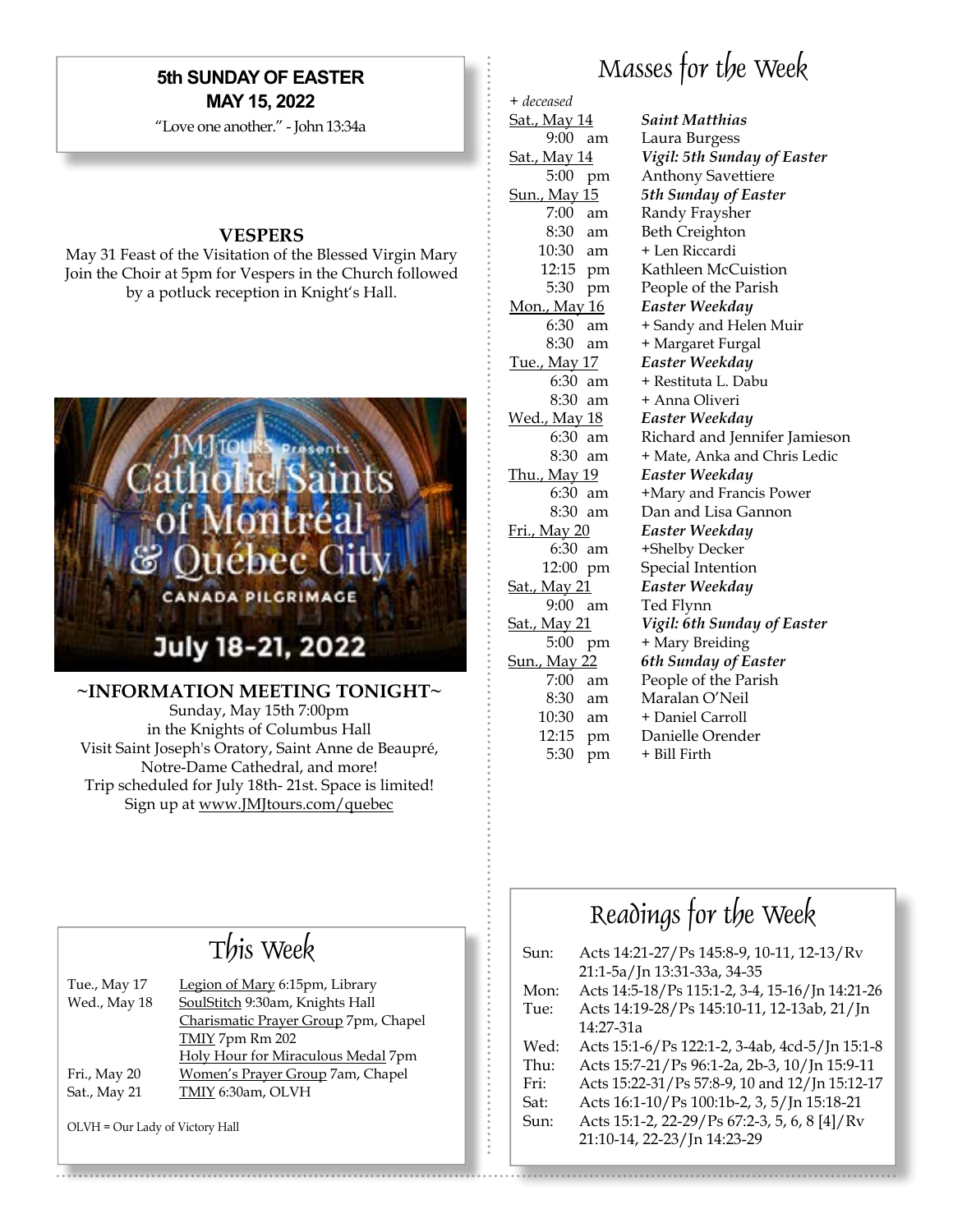**5th SUNDAY OF EASTER**
**MAY 15, 2022**

"Love one another." - John 13:34a

## VESPERS

May 31 Feast of the Visitation of the Blessed Virgin Mary
Join the Choir at 5pm for Vespers in the Church followed by a potluck reception in Knight's Hall.

JMJ TOURS Presents
Catholic Saints of Montréal & Québec City
CANADA PILGRIMAGE
July 18-21, 2022

**~INFORMATION MEETING TONIGHT~**

Sunday, May 15th 7:00pm
in the Knights of Columbus Hall
Visit Saint Joseph's Oratory, Saint Anne de Beaupré, Notre-Dame Cathedral, and more!
Trip scheduled for July 18th- 21st. Space is limited!
Sign up at www.JMJtours.com/quebec

## This Week

| | |
|---|---|
| Tue., May 17 | Legion of Mary 6:15pm, Library |
| Wed., May 18 | SoulStitch 9:30am, Knights Hall |
| | Charismatic Prayer Group 7pm, Chapel |
| | TMIY 7pm Rm 202 |
| | Holy Hour for Miraculous Medal 7pm |
| Fri., May 20 | Women's Prayer Group 7am, Chapel |
| Sat., May 21 | TMIY 6:30am, OLVH |

OLVH = Our Lady of Victory Hall

## Masses for the Week

*+ deceased*

| | |
|---|---|
| Sat., May 14 | *Saint Matthias* |
| 9:00 am | Laura Burgess |
| Sat., May 14 | *Vigil: 5th Sunday of Easter* |
| 5:00 pm | Anthony Savettiere |
| Sun., May 15 | *5th Sunday of Easter* |
| 7:00 am | Randy Fraysher |
| 8:30 am | Beth Creighton |
| 10:30 am | + Len Riccardi |
| 12:15 pm | Kathleen McCuistion |
| 5:30 pm | People of the Parish |
| Mon., May 16 | *Easter Weekday* |
| 6:30 am | + Sandy and Helen Muir |
| 8:30 am | + Margaret Furgal |
| Tue., May 17 | *Easter Weekday* |
| 6:30 am | + Restituta L. Dabu |
| 8:30 am | + Anna Oliveri |
| Wed., May 18 | *Easter Weekday* |
| 6:30 am | Richard and Jennifer Jamieson |
| 8:30 am | + Mate, Anka and Chris Ledic |
| Thu., May 19 | *Easter Weekday* |
| 6:30 am | +Mary and Francis Power |
| 8:30 am | Dan and Lisa Gannon |
| Fri., May 20 | *Easter Weekday* |
| 6:30 am | +Shelby Decker |
| 12:00 pm | Special Intention |
| Sat., May 21 | *Easter Weekday* |
| 9:00 am | Ted Flynn |
| Sat., May 21 | *Vigil: 6th Sunday of Easter* |
| 5:00 pm | + Mary Breiding |
| Sun., May 22 | *6th Sunday of Easter* |
| 7:00 am | People of the Parish |
| 8:30 am | Maralan O'Neil |
| 10:30 am | + Daniel Carroll |
| 12:15 pm | Danielle Orender |
| 5:30 pm | + Bill Firth |

## Readings for the Week

| | |
|---|---|
| Sun: | Acts 14:21-27/Ps 145:8-9, 10-11, 12-13/Rv 21:1-5a/Jn 13:31-33a, 34-35 |
| Mon: | Acts 14:5-18/Ps 115:1-2, 3-4, 15-16/Jn 14:21-26 |
| Tue: | Acts 14:19-28/Ps 145:10-11, 12-13ab, 21/Jn 14:27-31a |
| Wed: | Acts 15:1-6/Ps 122:1-2, 3-4ab, 4cd-5/Jn 15:1-8 |
| Thu: | Acts 15:7-21/Ps 96:1-2a, 2b-3, 10/Jn 15:9-11 |
| Fri: | Acts 15:22-31/Ps 57:8-9, 10 and 12/Jn 15:12-17 |
| Sat: | Acts 16:1-10/Ps 100:1b-2, 3, 5/Jn 15:18-21 |
| Sun: | Acts 15:1-2, 22-29/Ps 67:2-3, 5, 6, 8 [4]/Rv 21:10-14, 22-23/Jn 14:23-29 |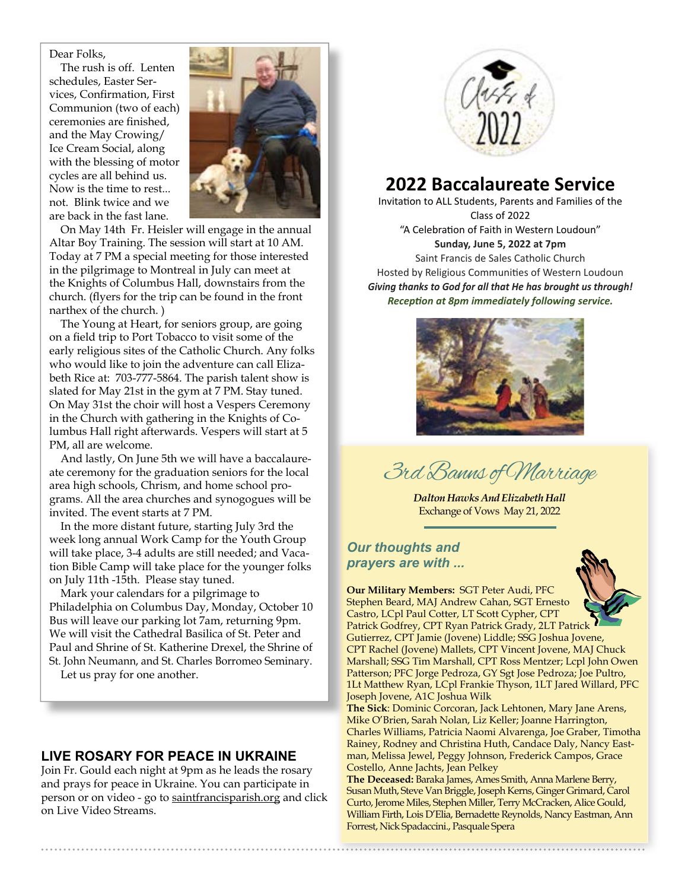Dear Folks,

The rush is off. Lenten schedules, Easter Services, Confirmation, First Communion (two of each) ceremonies are finished, and the May Crowing/ Ice Cream Social, along with the blessing of motor cycles are all behind us. Now is the time to rest... not. Blink twice and we are back in the fast lane.

On May 14th Fr. Heisler will engage in the annual Altar Boy Training. The session will start at 10 AM. Today at 7 PM a special meeting for those interested in the pilgrimage to Montreal in July can meet at the Knights of Columbus Hall, downstairs from the church. (flyers for the trip can be found in the front narthex of the church. )

The Young at Heart, for seniors group, are going on a field trip to Port Tobacco to visit some of the early religious sites of the Catholic Church. Any folks who would like to join the adventure can call Elizabeth Rice at: 703-777-5864. The parish talent show is slated for May 21st in the gym at 7 PM. Stay tuned. On May 31st the choir will host a Vespers Ceremony in the Church with gathering in the Knights of Columbus Hall right afterwards. Vespers will start at 5 PM, all are welcome.

And lastly, On June 5th we will have a baccalaureate ceremony for the graduation seniors for the local area high schools, Chrism, and home school programs. All the area churches and synogogues will be invited. The event starts at 7 PM.

In the more distant future, starting July 3rd the week long annual Work Camp for the Youth Group will take place, 3-4 adults are still needed; and Vacation Bible Camp will take place for the younger folks on July 11th -15th. Please stay tuned.

Mark your calendars for a pilgrimage to Philadelphia on Columbus Day, Monday, October 10 Bus will leave our parking lot 7am, returning 9pm. We will visit the Cathedral Basilica of St. Peter and Paul and Shrine of St. Katherine Drexel, the Shrine of St. John Neumann, and St. Charles Borromeo Seminary.

Let us pray for one another.

## LIVE ROSARY FOR PEACE IN UKRAINE

Join Fr. Gould each night at 9pm as he leads the rosary and prays for peace in Ukraine. You can participate in person or on video - go to saintfrancisparish.org and click on Live Video Streams.

Class of 2022

## 2022 Baccalaureate Service

Invitation to ALL Students, Parents and Families of the Class of 2022

"A Celebration of Faith in Western Loudoun"

**Sunday, June 5, 2022 at 7pm**

Saint Francis de Sales Catholic Church

Hosted by Religious Communities of Western Loudoun

***Giving thanks to God for all that He has brought us through!***

***Reception at 8pm immediately following service.***

## 3rd Banns of Marriage

***Dalton Hawks And Elizabeth Hall***

Exchange of Vows May 21, 2022

### *Our thoughts and prayers are with ...*

**Our Military Members:** SGT Peter Audi, PFC Stephen Beard, MAJ Andrew Cahan, SGT Ernesto Castro, LCpl Paul Cotter, LT Scott Cypher, CPT Patrick Godfrey, CPT Ryan Patrick Grady, 2LT Patrick Gutierrez, CPT Jamie (Jovene) Liddle; SSG Joshua Jovene, CPT Rachel (Jovene) Mallets, CPT Vincent Jovene, MAJ Chuck Marshall; SSG Tim Marshall, CPT Ross Mentzer; Lcpl John Owen Patterson; PFC Jorge Pedroza, GY Sgt Jose Pedroza; Joe Pultro, 1Lt Matthew Ryan, LCpl Frankie Thyson, 1LT Jared Willard, PFC Joseph Jovene, A1C Joshua Wilk

**The Sick**: Dominic Corcoran, Jack Lehtonen, Mary Jane Arens, Mike O'Brien, Sarah Nolan, Liz Keller; Joanne Harrington, Charles Williams, Patricia Naomi Alvarenga, Joe Graber, Timotha Rainey, Rodney and Christina Huth, Candace Daly, Nancy Eastman, Melissa Jewel, Peggy Johnson, Frederick Campos, Grace Costello, Anne Jachts, Jean Pelkey

**The Deceased:** Baraka James, Ames Smith, Anna Marlene Berry, Susan Muth, Steve Van Briggle, Joseph Kerns, Ginger Grimard, Carol Curto, Jerome Miles, Stephen Miller, Terry McCracken, Alice Gould, William Firth, Lois D'Elia, Bernadette Reynolds, Nancy Eastman, Ann Forrest, Nick Spadaccini., Pasquale Spera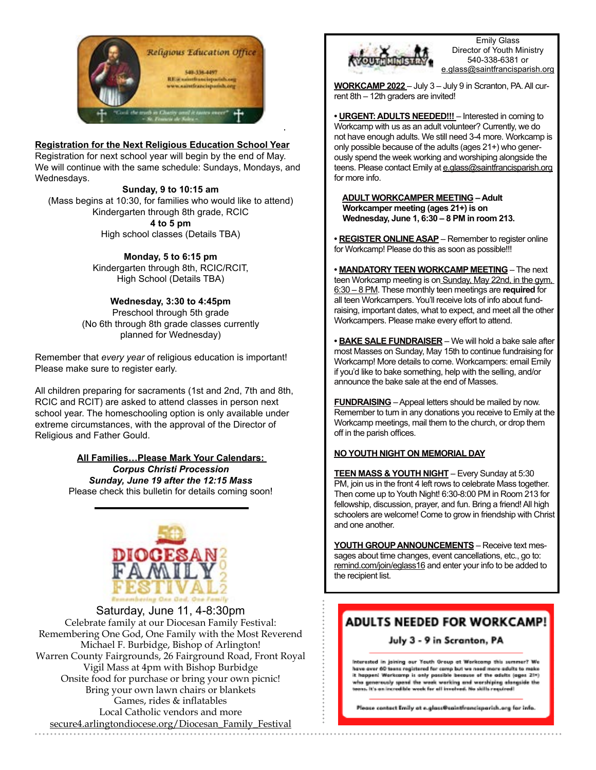Religious Education Office

540-336-4497

RE@saintfrancisparish.org

www.saintfrancisparish.org

"Cook the truth in Charity until it tastes sweet" ~ St. Francis de Sales ~

**Registration for the Next Religious Education School Year**

Registration for next school year will begin by the end of May. We will continue with the same schedule: Sundays, Mondays, and Wednesdays.

**Sunday, 9 to 10:15 am**
(Mass begins at 10:30, for families who would like to attend)
Kindergarten through 8th grade, RCIC
**4 to 5 pm**
High school classes (Details TBA)

**Monday, 5 to 6:15 pm**
Kindergarten through 8th, RCIC/RCIT,
High School (Details TBA)

**Wednesday, 3:30 to 4:45pm**
Preschool through 5th grade
(No 6th through 8th grade classes currently planned for Wednesday)

Remember that *every year* of religious education is important! Please make sure to register early.

All children preparing for sacraments (1st and 2nd, 7th and 8th, RCIC and RCIT) are asked to attend classes in person next school year. The homeschooling option is only available under extreme circumstances, with the approval of the Director of Religious and Father Gould.

**All Families…Please Mark Your Calendars:**
***Corpus Christi Procession***
***Sunday, June 19 after the 12:15 Mass***
Please check this bulletin for details coming soon!

---

50 DIOCESAN FAMILY FESTIVAL 2022
Remembering One God, One Family

Saturday, June 11, 4-8:30pm
Celebrate family at our Diocesan Family Festival: Remembering One God, One Family with the Most Reverend Michael F. Burbidge, Bishop of Arlington!
Warren County Fairgrounds, 26 Fairground Road, Front Royal
Vigil Mass at 4pm with Bishop Burbidge
Onsite food for purchase or bring your own picnic!
Bring your own lawn chairs or blankets
Games, rides & inflatables
Local Catholic vendors and more
secure4.arlingtondiocese.org/Diocesan_Family_Festival

---

YOUTH MINISTRY

Emily Glass
Director of Youth Ministry
540-338-6381 or
e.glass@saintfrancisparish.org

**WORKCAMP 2022** – July 3 – July 9 in Scranton, PA. All current 8th – 12th graders are invited!

• **URGENT: ADULTS NEEDED!!!** – Interested in coming to Workcamp with us as an adult volunteer? Currently, we do not have enough adults. We still need 3-4 more. Workcamp is only possible because of the adults (ages 21+) who generously spend the week working and worshiping alongside the teens. Please contact Emily at e.glass@saintfrancisparish.org for more info.

**ADULT WORKCAMPER MEETING – Adult Workcamper meeting (ages 21+) is on Wednesday, June 1, 6:30 – 8 PM in room 213.**

• **REGISTER ONLINE ASAP** – Remember to register online for Workcamp! Please do this as soon as possible!!!

• **MANDATORY TEEN WORKCAMP MEETING** – The next teen Workcamp meeting is on Sunday, May 22nd, in the gym, 6:30 – 8 PM. These monthly teen meetings are **required** for all teen Workcampers. You'll receive lots of info about fundraising, important dates, what to expect, and meet all the other Workcampers. Please make every effort to attend.

• **BAKE SALE FUNDRAISER** – We will hold a bake sale after most Masses on Sunday, May 15th to continue fundraising for Workcamp! More details to come. Workcampers: email Emily if you'd like to bake something, help with the selling, and/or announce the bake sale at the end of Masses.

**FUNDRAISING** – Appeal letters should be mailed by now. Remember to turn in any donations you receive to Emily at the Workcamp meetings, mail them to the church, or drop them off in the parish offices.

**NO YOUTH NIGHT ON MEMORIAL DAY**

**TEEN MASS & YOUTH NIGHT** – Every Sunday at 5:30 PM, join us in the front 4 left rows to celebrate Mass together. Then come up to Youth Night! 6:30-8:00 PM in Room 213 for fellowship, discussion, prayer, and fun. Bring a friend! All high schoolers are welcome! Come to grow in friendship with Christ and one another.

**YOUTH GROUP ANNOUNCEMENTS** – Receive text messages about time changes, event cancellations, etc., go to: remind.com/join/eglass16 and enter your info to be added to the recipient list.

---

**ADULTS NEEDED FOR WORKCAMP!**

**July 3 - 9 in Scranton, PA**

Interested in joining our Youth Group at Workcamp this summer? We have over 60 teens registered for camp but we need more adults to make it happen! Workcamp is only possible because of the adults (ages 21+) who generously spend the week working and worshiping alongside the teens. It's an incredible week for all involved. No skills required!

Please contact Emily at e.glass@saintfrancisparish.org for info.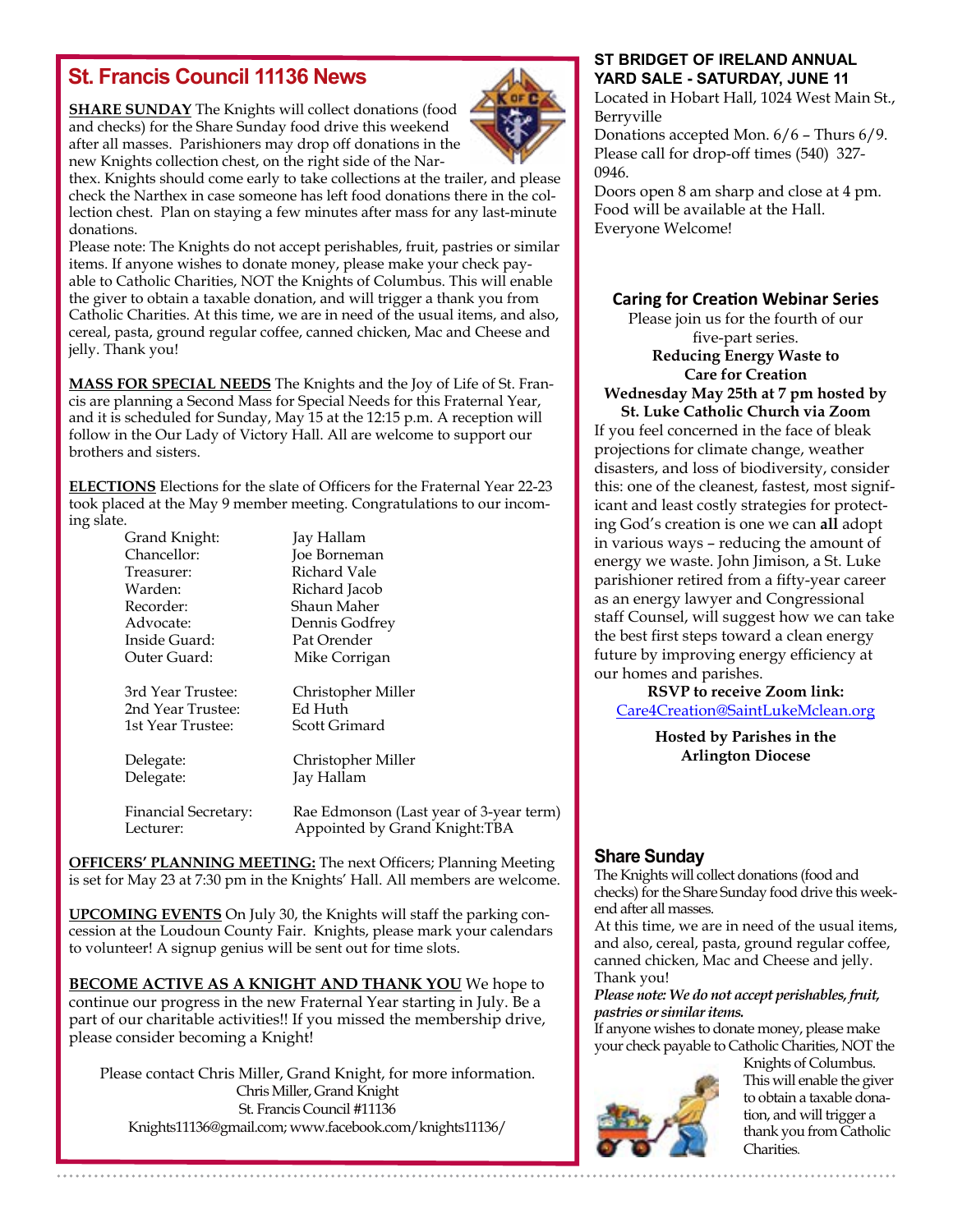## St. Francis Council 11136 News

**SHARE SUNDAY** The Knights will collect donations (food and checks) for the Share Sunday food drive this weekend after all masses. Parishioners may drop off donations in the new Knights collection chest, on the right side of the Narthex. Knights should come early to take collections at the trailer, and please check the Narthex in case someone has left food donations there in the collection chest. Plan on staying a few minutes after mass for any last-minute donations.

Please note: The Knights do not accept perishables, fruit, pastries or similar items. If anyone wishes to donate money, please make your check payable to Catholic Charities, NOT the Knights of Columbus. This will enable the giver to obtain a taxable donation, and will trigger a thank you from Catholic Charities. At this time, we are in need of the usual items, and also, cereal, pasta, ground regular coffee, canned chicken, Mac and Cheese and jelly. Thank you!

**MASS FOR SPECIAL NEEDS** The Knights and the Joy of Life of St. Francis are planning a Second Mass for Special Needs for this Fraternal Year, and it is scheduled for Sunday, May 15 at the 12:15 p.m. A reception will follow in the Our Lady of Victory Hall. All are welcome to support our brothers and sisters.

**ELECTIONS** Elections for the slate of Officers for the Fraternal Year 22-23 took placed at the May 9 member meeting. Congratulations to our incoming slate.

| | |
|---|---|
| Grand Knight: | Jay Hallam |
| Chancellor: | Joe Borneman |
| Treasurer: | Richard Vale |
| Warden: | Richard Jacob |
| Recorder: | Shaun Maher |
| Advocate: | Dennis Godfrey |
| Inside Guard: | Pat Orender |
| Outer Guard: | Mike Corrigan |
| 3rd Year Trustee: | Christopher Miller |
| 2nd Year Trustee: | Ed Huth |
| 1st Year Trustee: | Scott Grimard |
| Delegate: | Christopher Miller |
| Delegate: | Jay Hallam |
| Financial Secretary: | Rae Edmonson (Last year of 3-year term) |
| Lecturer: | Appointed by Grand Knight:TBA |

**OFFICERS' PLANNING MEETING:** The next Officers; Planning Meeting is set for May 23 at 7:30 pm in the Knights' Hall. All members are welcome.

**UPCOMING EVENTS** On July 30, the Knights will staff the parking concession at the Loudoun County Fair. Knights, please mark your calendars to volunteer! A signup genius will be sent out for time slots.

**BECOME ACTIVE AS A KNIGHT AND THANK YOU** We hope to continue our progress in the new Fraternal Year starting in July. Be a part of our charitable activities!! If you missed the membership drive, please consider becoming a Knight!

Please contact Chris Miller, Grand Knight, for more information.
Chris Miller, Grand Knight
St. Francis Council #11136
Knights11136@gmail.com; www.facebook.com/knights11136/

### ST BRIDGET OF IRELAND ANNUAL YARD SALE - SATURDAY, JUNE 11

Located in Hobart Hall, 1024 West Main St., Berryville
Donations accepted Mon. 6/6 – Thurs 6/9. Please call for drop-off times (540) 327-0946.
Doors open 8 am sharp and close at 4 pm.
Food will be available at the Hall.
Everyone Welcome!

### Caring for Creation Webinar Series

Please join us for the fourth of our five-part series.

**Reducing Energy Waste to Care for Creation**
**Wednesday May 25th at 7 pm hosted by St. Luke Catholic Church via Zoom**

If you feel concerned in the face of bleak projections for climate change, weather disasters, and loss of biodiversity, consider this: one of the cleanest, fastest, most significant and least costly strategies for protecting God's creation is one we can **all** adopt in various ways – reducing the amount of energy we waste. John Jimison, a St. Luke parishioner retired from a fifty-year career as an energy lawyer and Congressional staff Counsel, will suggest how we can take the best first steps toward a clean energy future by improving energy efficiency at our homes and parishes.

**RSVP to receive Zoom link:**
Care4Creation@SaintLukeMclean.org

**Hosted by Parishes in the Arlington Diocese**

### Share Sunday

The Knights will collect donations (food and checks) for the Share Sunday food drive this weekend after all masses.

At this time, we are in need of the usual items, and also, cereal, pasta, ground regular coffee, canned chicken, Mac and Cheese and jelly. Thank you!

***Please note: We do not accept perishables, fruit, pastries or similar items.***

If anyone wishes to donate money, please make your check payable to Catholic Charities, NOT the Knights of Columbus. This will enable the giver to obtain a taxable donation, and will trigger a thank you from Catholic Charities.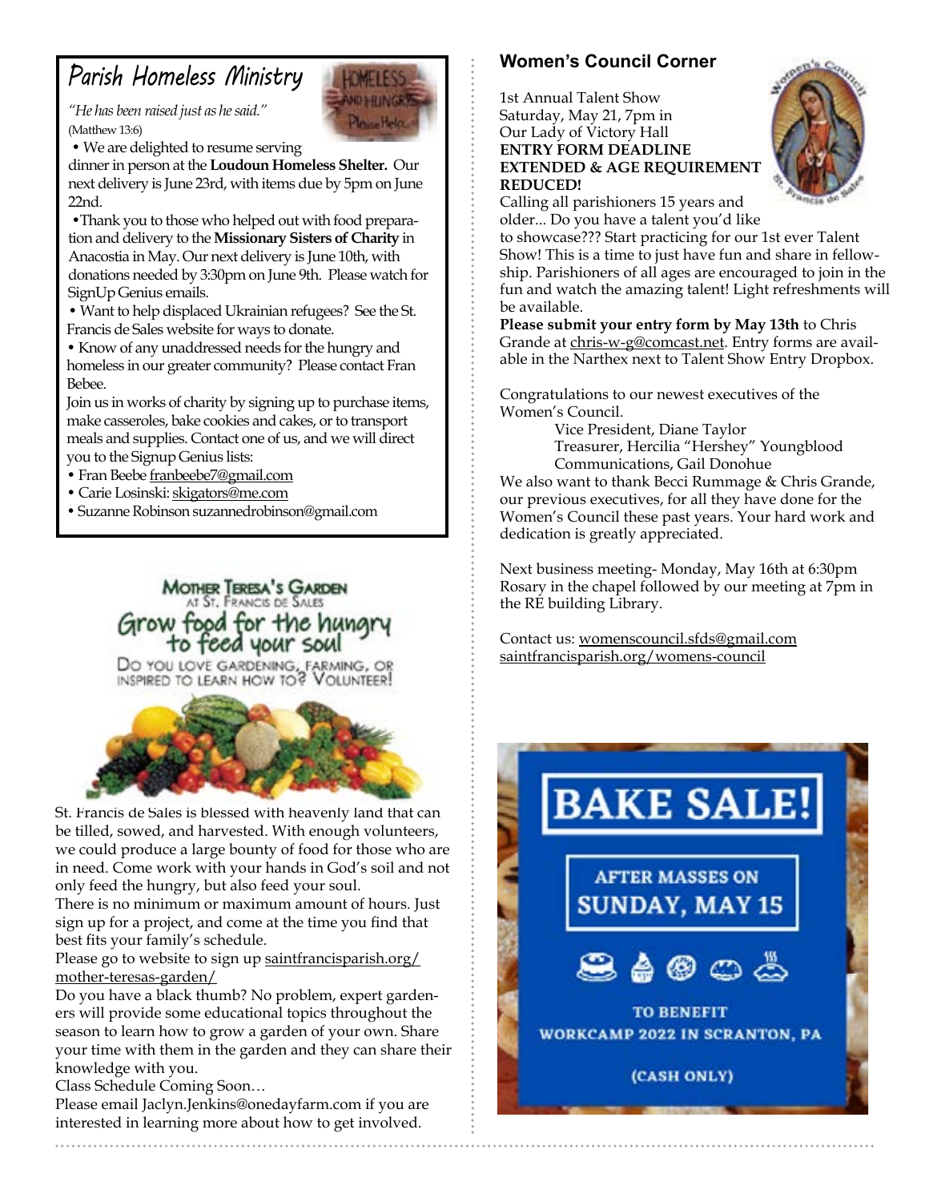## Parish Homeless Ministry

*"He has been raised just as he said."*
(Matthew 13:6)

- We are delighted to resume serving dinner in person at the **Loudoun Homeless Shelter.** Our next delivery is June 23rd, with items due by 5pm on June 22nd.
- Thank you to those who helped out with food preparation and delivery to the **Missionary Sisters of Charity** in Anacostia in May. Our next delivery is June 10th, with donations needed by 3:30pm on June 9th. Please watch for SignUp Genius emails.
- Want to help displaced Ukrainian refugees? See the St. Francis de Sales website for ways to donate.
- Know of any unaddressed needs for the hungry and homeless in our greater community? Please contact Fran Bebee.

Join us in works of charity by signing up to purchase items, make casseroles, bake cookies and cakes, or to transport meals and supplies. Contact one of us, and we will direct you to the Signup Genius lists:

- Fran Beebe franbeebe7@gmail.com
- Carie Losinski: skigators@me.com
- Suzanne Robinson suzannedrobinson@gmail.com

## Mother Teresa's Garden at St. Francis de Sales

### Grow food for the hungry to feed your soul

Do you love gardening, farming, or inspired to learn how to? Volunteer!

St. Francis de Sales is blessed with heavenly land that can be tilled, sowed, and harvested. With enough volunteers, we could produce a large bounty of food for those who are in need. Come work with your hands in God's soil and not only feed the hungry, but also feed your soul.

There is no minimum or maximum amount of hours. Just sign up for a project, and come at the time you find that best fits your family's schedule.

Please go to website to sign up saintfrancisparish.org/mother-teresas-garden/

Do you have a black thumb? No problem, expert gardeners will provide some educational topics throughout the season to learn how to grow a garden of your own. Share your time with them in the garden and they can share their knowledge with you.

Class Schedule Coming Soon…

Please email Jaclyn.Jenkins@onedayfarm.com if you are interested in learning more about how to get involved.

## Women's Council Corner

1st Annual Talent Show
Saturday, May 21, 7pm in
Our Lady of Victory Hall
**ENTRY FORM DEADLINE EXTENDED & AGE REQUIREMENT REDUCED!**

Calling all parishioners 15 years and older... Do you have a talent you'd like to showcase??? Start practicing for our 1st ever Talent Show! This is a time to just have fun and share in fellowship. Parishioners of all ages are encouraged to join in the fun and watch the amazing talent! Light refreshments will be available.

**Please submit your entry form by May 13th** to Chris Grande at chris-w-g@comcast.net. Entry forms are available in the Narthex next to Talent Show Entry Dropbox.

Congratulations to our newest executives of the Women's Council.

Vice President, Diane Taylor
Treasurer, Hercilia "Hershey" Youngblood
Communications, Gail Donohue

We also want to thank Becci Rummage & Chris Grande, our previous executives, for all they have done for the Women's Council these past years. Your hard work and dedication is greatly appreciated.

Next business meeting- Monday, May 16th at 6:30pm Rosary in the chapel followed by our meeting at 7pm in the RE building Library.

Contact us: womenscouncil.sfds@gmail.com
saintfrancisparish.org/womens-council

## BAKE SALE!

AFTER MASSES ON
SUNDAY, MAY 15

TO BENEFIT
WORKCAMP 2022 IN SCRANTON, PA

(CASH ONLY)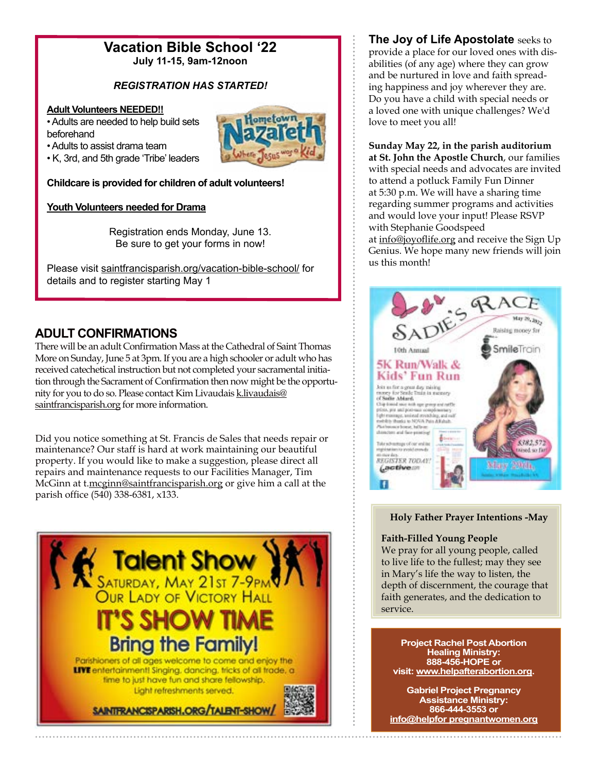## Vacation Bible School ‘22

**July 11-15, 9am-12noon**

***REGISTRATION HAS STARTED!***

**Adult Volunteers NEEDED!!**

- Adults are needed to help build sets beforehand
- Adults to assist drama team
- K, 3rd, and 5th grade ‘Tribe’ leaders

Hometown Nazareth — Where Jesus was a Kid

**Childcare is provided for children of adult volunteers!**

**Youth Volunteers needed for Drama**

Registration ends Monday, June 13.
Be sure to get your forms in now!

Please visit saintfrancisparish.org/vacation-bible-school/ for details and to register starting May 1

## ADULT CONFIRMATIONS

There will be an adult Confirmation Mass at the Cathedral of Saint Thomas More on Sunday, June 5 at 3pm. If you are a high schooler or adult who has received catechetical instruction but not completed your sacramental initiation through the Sacrament of Confirmation then now might be the opportunity for you to do so. Please contact Kim Livaudais k.livaudais@saintfrancisparish.org for more information.

Did you notice something at St. Francis de Sales that needs repair or maintenance? Our staff is hard at work maintaining our beautiful property. If you would like to make a suggestion, please direct all repairs and maintenance requests to our Facilities Manager, Tim McGinn at t.mcginn@saintfrancisparish.org or give him a call at the parish office (540) 338-6381, x133.

## Talent Show

SATURDAY, MAY 21ST 7-9PM
OUR LADY OF VICTORY HALL

**IT'S SHOW TIME**

**Bring the Family!**

Parishioners of all ages welcome to come and enjoy the LIVE entertainment! Singing, dancing, tricks of all trade, a time to just have fun and share fellowship.
Light refreshments served.

SAINTFRANCISPARISH.ORG/TALENT-SHOW/

**The Joy of Life Apostolate** seeks to provide a place for our loved ones with disabilities (of any age) where they can grow and be nurtured in love and faith spreading happiness and joy wherever they are. Do you have a child with special needs or a loved one with unique challenges? We'd love to meet you all!

**Sunday May 22, in the parish auditorium at St. John the Apostle Church**, our families with special needs and advocates are invited to attend a potluck Family Fun Dinner at 5:30 p.m. We will have a sharing time regarding summer programs and activities and would love your input! Please RSVP with Stephanie Goodspeed at info@joyoflife.org and receive the Sign Up Genius. We hope many new friends will join us this month!

## Sadie's Race

May 29, 2022 — Raising money for SmileTrain

10th Annual **5K Run/Walk & Kids' Fun Run**

$382,572 raised so far!

REGISTER TODAY!

**Holy Father Prayer Intentions -May**

**Faith-Filled Young People**
We pray for all young people, called to live life to the fullest; may they see in Mary’s life the way to listen, the depth of discernment, the courage that faith generates, and the dedication to service.

**Project Rachel Post Abortion Healing Ministry:**
**888-456-HOPE or visit: www.helpafterabortion.org.**

**Gabriel Project Pregnancy Assistance Ministry:**
**866-444-3553 or info@helpfor pregnantwomen.org**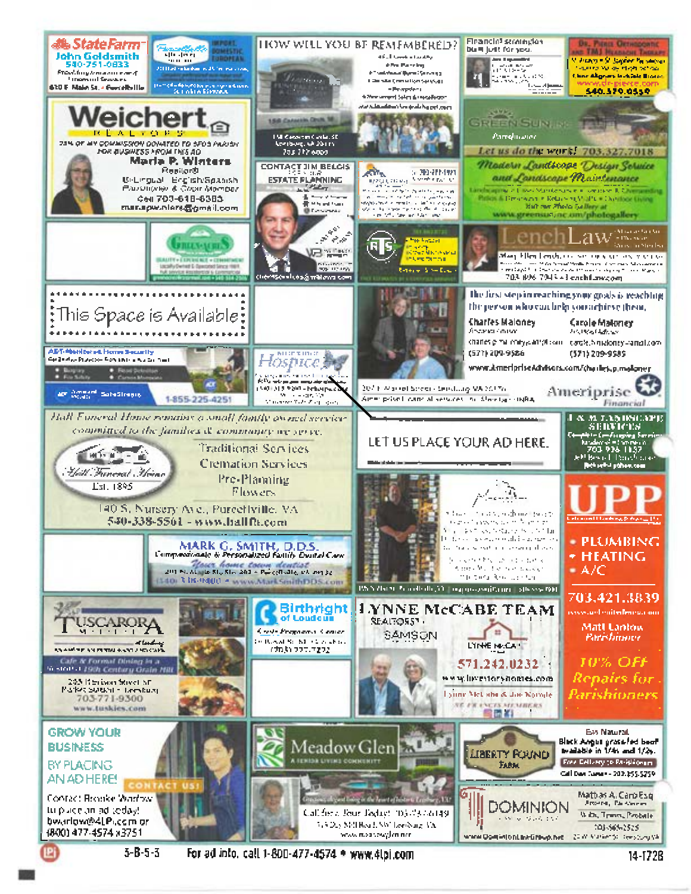**State Farm**
John Goldsmith
540-751-0833
Providing Insurance and Financial Services
610 E Main St. • Purcellville

IMPORT DOMESTIC EUROPEAN

HOW WILL YOU BE REMEMBERED?

158 Catoctin Circle, SE
Leesburg, VA 20175

Financial strategies built just for you.

Dr. Pierce Orthodontic and TMJ Headache Therapy
www.dr-pierce.com
540.379.0550

**Weichert REALTORS**
25% OF MY COMMISSION DONATED TO SFCS PARISH FOR BUSINESS FROM THIS AD
Maria P. Winters
Realtor®
Bi-Lingual English/Spanish
Parishioner & Choir Member
Cell 703-618-6383
mariapwinters@gmail.com

GREEN SUN INC
Parishioner
Let us do the work! 703.327.7018
Modern Landscape Design Service and Landscape Maintenance
www.greensuninc.com/photogallery

CONTACT JIM BELCIS
ESTATE PLANNING

Green Acres

LenchLaw
Mary Ellen Lench
703.896.7945 • Lenchlaw.com

This Space is Available

The first step in reaching your goals is reaching the person who can help you achieve them.
Charles Maloney
charles.p.maloney@ampf.com
(571) 209-9586
Carole Maloney
carole.b.maloney@ampf.com
(571) 209-9585
www.ameripriseadvisors.com/charles.p.maloney
Ameriprise Financial

ADT-Monitored Home Security
- Burglary
- Fire Safety
- Flood Detection
- Carbon Monoxide

SafeStreets
1-855-225-4251

Hospice

Hall Funeral Home remains a small family owned service committed to the families & community we serve.
Hall Funeral Home
Est. 1895
Traditional Services
Cremation Services
Pre-Planning
Flowers
140 S. Nursery Ave., Purcellville, VA
540-338-5561 • www.hallfh.com

LET US PLACE YOUR AD HERE.

J & M LANDSCAPE SERVICES
Complete Landscaping Services
703-936-1137

MARK G. SMITH, D.D.S.
Compassionate & Personalized Family Dental Care
Your home town dentist
(540) 338-9800 • www.MarkSmithDDS.com

UPP
- PLUMBING
- HEATING
- A/C

703.421.3839
Matt Lanlow
Parishioner
10% Off Repairs for Parishioners

TUSCARORA MILL
Cafe & Formal Dining in a Restored 19th Century Grain Mill
203 Harrison Street SE
Market Station • Leesburg
703-771-9300
www.tuskies.com

Birthright of Loudoun

LYNNE McCABE TEAM
REALTORS®
SAMSON
571.242.0232
www.livestoryhomes.com
Lynne McCabe & Joe Korpela
ST. FRANCIS MEMBERS

GROW YOUR BUSINESS BY PLACING AN AD HERE!
CONTACT US!
Contact Brooke Wardlow to place an ad today!
bwardlow@4LPi.com or
(800) 477-4574 x3751

Meadow Glen
A SENIOR LIVING COMMUNITY

Eat Natural
Black Angus grass fed beef available in 1/4s and 1/2s.
Free Delivery to Parishioners
LIBERTY POUND FARM

DOMINION
Matthias A. Caro Esq.
Wills, Trusts, Probate

5-B-5-3 For ad info. call 1-800-477-4574 • www.4lpi.com 14-1728